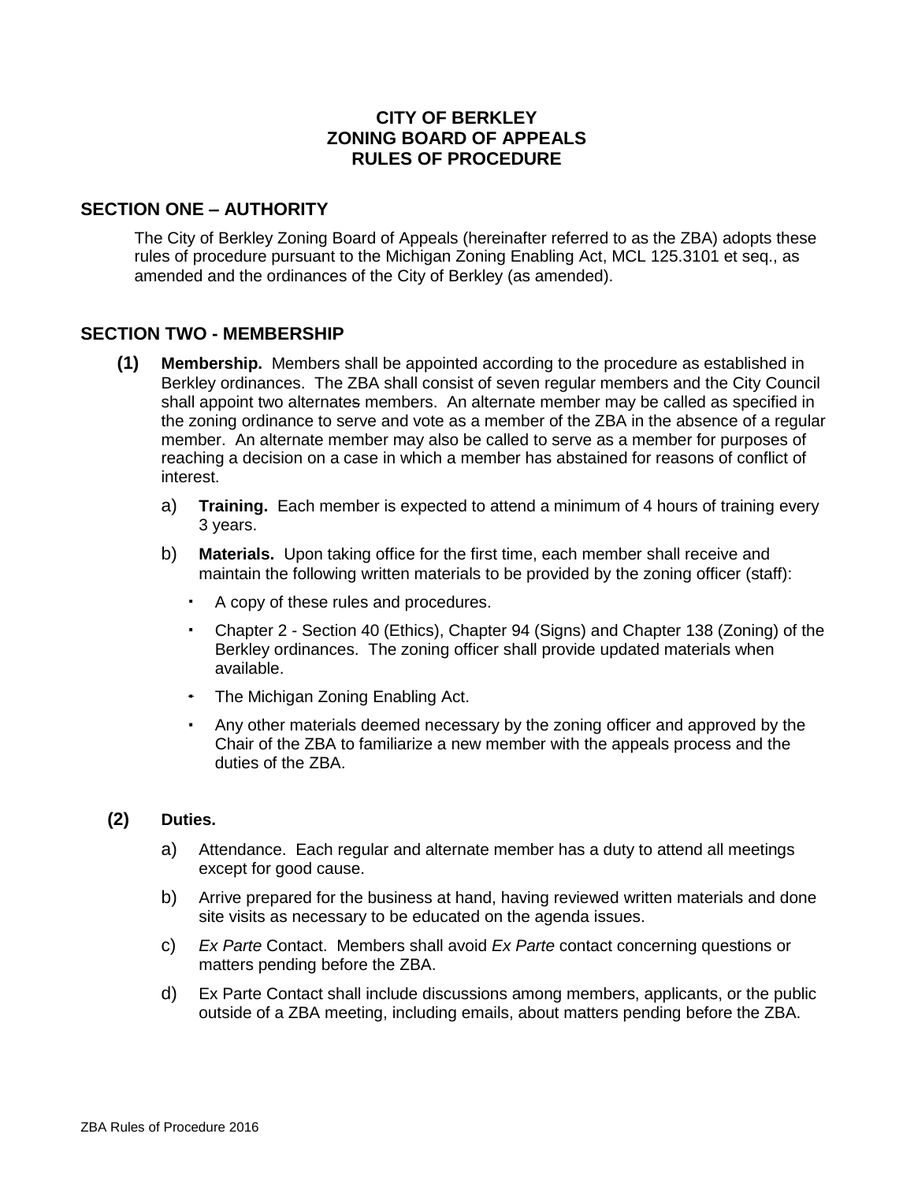# CITY OF BERKLEY
# ZONING BOARD OF APPEALS
# RULES OF PROCEDURE

## SECTION ONE – AUTHORITY

The City of Berkley Zoning Board of Appeals (hereinafter referred to as the ZBA) adopts these rules of procedure pursuant to the Michigan Zoning Enabling Act, MCL 125.3101 et seq., as amended and the ordinances of the City of Berkley (as amended).

## SECTION TWO - MEMBERSHIP

**(1)** **Membership.** Members shall be appointed according to the procedure as established in Berkley ordinances. The ZBA shall consist of seven regular members and the City Council shall appoint two alternates members. An alternate member may be called as specified in the zoning ordinance to serve and vote as a member of the ZBA in the absence of a regular member. An alternate member may also be called to serve as a member for purposes of reaching a decision on a case in which a member has abstained for reasons of conflict of interest.

a) **Training.** Each member is expected to attend a minimum of 4 hours of training every 3 years.

b) **Materials.** Upon taking office for the first time, each member shall receive and maintain the following written materials to be provided by the zoning officer (staff):

- A copy of these rules and procedures.
- Chapter 2 - Section 40 (Ethics), Chapter 94 (Signs) and Chapter 138 (Zoning) of the Berkley ordinances. The zoning officer shall provide updated materials when available.
- The Michigan Zoning Enabling Act.
- Any other materials deemed necessary by the zoning officer and approved by the Chair of the ZBA to familiarize a new member with the appeals process and the duties of the ZBA.

**(2)** **Duties.**

a) Attendance. Each regular and alternate member has a duty to attend all meetings except for good cause.

b) Arrive prepared for the business at hand, having reviewed written materials and done site visits as necessary to be educated on the agenda issues.

c) *Ex Parte* Contact. Members shall avoid *Ex Parte* contact concerning questions or matters pending before the ZBA.

d) Ex Parte Contact shall include discussions among members, applicants, or the public outside of a ZBA meeting, including emails, about matters pending before the ZBA.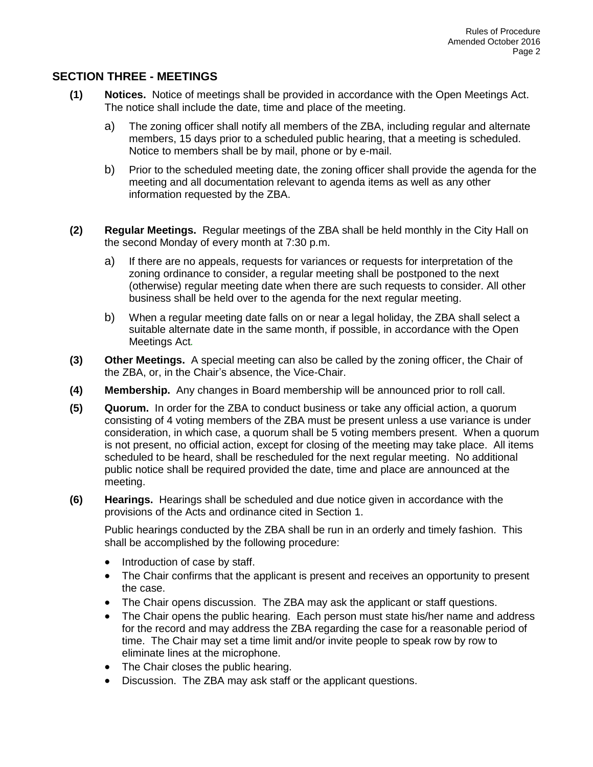## SECTION THREE - MEETINGS

**(1) Notices.** Notice of meetings shall be provided in accordance with the Open Meetings Act. The notice shall include the date, time and place of the meeting.

a) The zoning officer shall notify all members of the ZBA, including regular and alternate members, 15 days prior to a scheduled public hearing, that a meeting is scheduled. Notice to members shall be by mail, phone or by e-mail.

b) Prior to the scheduled meeting date, the zoning officer shall provide the agenda for the meeting and all documentation relevant to agenda items as well as any other information requested by the ZBA.

**(2) Regular Meetings.** Regular meetings of the ZBA shall be held monthly in the City Hall on the second Monday of every month at 7:30 p.m.

a) If there are no appeals, requests for variances or requests for interpretation of the zoning ordinance to consider, a regular meeting shall be postponed to the next (otherwise) regular meeting date when there are such requests to consider. All other business shall be held over to the agenda for the next regular meeting.

b) When a regular meeting date falls on or near a legal holiday, the ZBA shall select a suitable alternate date in the same month, if possible, in accordance with the Open Meetings Act.

**(3) Other Meetings.** A special meeting can also be called by the zoning officer, the Chair of the ZBA, or, in the Chair's absence, the Vice-Chair.

**(4) Membership.** Any changes in Board membership will be announced prior to roll call.

**(5) Quorum.** In order for the ZBA to conduct business or take any official action, a quorum consisting of 4 voting members of the ZBA must be present unless a use variance is under consideration, in which case, a quorum shall be 5 voting members present. When a quorum is not present, no official action, except for closing of the meeting may take place. All items scheduled to be heard, shall be rescheduled for the next regular meeting. No additional public notice shall be required provided the date, time and place are announced at the meeting.

**(6) Hearings.** Hearings shall be scheduled and due notice given in accordance with the provisions of the Acts and ordinance cited in Section 1.

Public hearings conducted by the ZBA shall be run in an orderly and timely fashion. This shall be accomplished by the following procedure:

- Introduction of case by staff.
- The Chair confirms that the applicant is present and receives an opportunity to present the case.
- The Chair opens discussion. The ZBA may ask the applicant or staff questions.
- The Chair opens the public hearing. Each person must state his/her name and address for the record and may address the ZBA regarding the case for a reasonable period of time. The Chair may set a time limit and/or invite people to speak row by row to eliminate lines at the microphone.
- The Chair closes the public hearing.
- Discussion. The ZBA may ask staff or the applicant questions.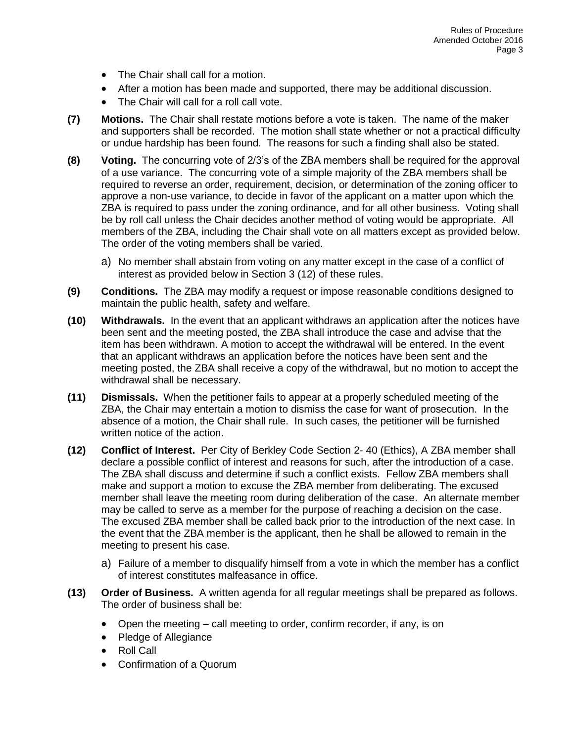- The Chair shall call for a motion.
- After a motion has been made and supported, there may be additional discussion.
- The Chair will call for a roll call vote.

**(7) Motions.** The Chair shall restate motions before a vote is taken. The name of the maker and supporters shall be recorded. The motion shall state whether or not a practical difficulty or undue hardship has been found. The reasons for such a finding shall also be stated.

**(8) Voting.** The concurring vote of 2/3's of the ZBA members shall be required for the approval of a use variance. The concurring vote of a simple majority of the ZBA members shall be required to reverse an order, requirement, decision, or determination of the zoning officer to approve a non-use variance, to decide in favor of the applicant on a matter upon which the ZBA is required to pass under the zoning ordinance, and for all other business. Voting shall be by roll call unless the Chair decides another method of voting would be appropriate. All members of the ZBA, including the Chair shall vote on all matters except as provided below. The order of the voting members shall be varied.

a) No member shall abstain from voting on any matter except in the case of a conflict of interest as provided below in Section 3 (12) of these rules.

**(9) Conditions.** The ZBA may modify a request or impose reasonable conditions designed to maintain the public health, safety and welfare.

**(10) Withdrawals.** In the event that an applicant withdraws an application after the notices have been sent and the meeting posted, the ZBA shall introduce the case and advise that the item has been withdrawn. A motion to accept the withdrawal will be entered. In the event that an applicant withdraws an application before the notices have been sent and the meeting posted, the ZBA shall receive a copy of the withdrawal, but no motion to accept the withdrawal shall be necessary.

**(11) Dismissals.** When the petitioner fails to appear at a properly scheduled meeting of the ZBA, the Chair may entertain a motion to dismiss the case for want of prosecution. In the absence of a motion, the Chair shall rule. In such cases, the petitioner will be furnished written notice of the action.

**(12) Conflict of Interest.** Per City of Berkley Code Section 2- 40 (Ethics), A ZBA member shall declare a possible conflict of interest and reasons for such, after the introduction of a case. The ZBA shall discuss and determine if such a conflict exists. Fellow ZBA members shall make and support a motion to excuse the ZBA member from deliberating. The excused member shall leave the meeting room during deliberation of the case. An alternate member may be called to serve as a member for the purpose of reaching a decision on the case. The excused ZBA member shall be called back prior to the introduction of the next case. In the event that the ZBA member is the applicant, then he shall be allowed to remain in the meeting to present his case.

a) Failure of a member to disqualify himself from a vote in which the member has a conflict of interest constitutes malfeasance in office.

**(13) Order of Business.** A written agenda for all regular meetings shall be prepared as follows. The order of business shall be:

- Open the meeting – call meeting to order, confirm recorder, if any, is on
- Pledge of Allegiance
- Roll Call
- Confirmation of a Quorum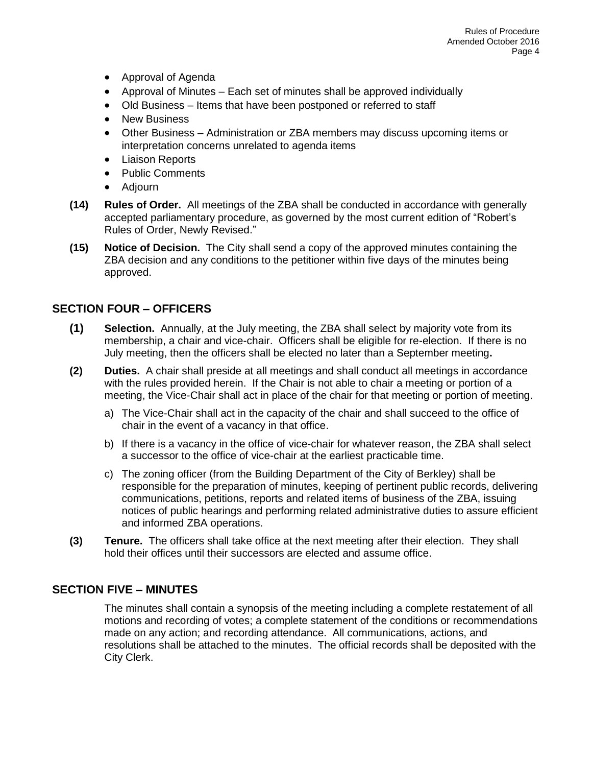- Approval of Agenda
- Approval of Minutes – Each set of minutes shall be approved individually
- Old Business – Items that have been postponed or referred to staff
- New Business
- Other Business – Administration or ZBA members may discuss upcoming items or interpretation concerns unrelated to agenda items
- Liaison Reports
- Public Comments
- Adjourn

**(14) Rules of Order.** All meetings of the ZBA shall be conducted in accordance with generally accepted parliamentary procedure, as governed by the most current edition of "Robert's Rules of Order, Newly Revised."

**(15) Notice of Decision.** The City shall send a copy of the approved minutes containing the ZBA decision and any conditions to the petitioner within five days of the minutes being approved.

## SECTION FOUR – OFFICERS

**(1) Selection.** Annually, at the July meeting, the ZBA shall select by majority vote from its membership, a chair and vice-chair. Officers shall be eligible for re-election. If there is no July meeting, then the officers shall be elected no later than a September meeting**.**

**(2) Duties.** A chair shall preside at all meetings and shall conduct all meetings in accordance with the rules provided herein. If the Chair is not able to chair a meeting or portion of a meeting, the Vice-Chair shall act in place of the chair for that meeting or portion of meeting.

a) The Vice-Chair shall act in the capacity of the chair and shall succeed to the office of chair in the event of a vacancy in that office.

b) If there is a vacancy in the office of vice-chair for whatever reason, the ZBA shall select a successor to the office of vice-chair at the earliest practicable time.

c) The zoning officer (from the Building Department of the City of Berkley) shall be responsible for the preparation of minutes, keeping of pertinent public records, delivering communications, petitions, reports and related items of business of the ZBA, issuing notices of public hearings and performing related administrative duties to assure efficient and informed ZBA operations.

**(3) Tenure.** The officers shall take office at the next meeting after their election. They shall hold their offices until their successors are elected and assume office.

## SECTION FIVE – MINUTES

The minutes shall contain a synopsis of the meeting including a complete restatement of all motions and recording of votes; a complete statement of the conditions or recommendations made on any action; and recording attendance. All communications, actions, and resolutions shall be attached to the minutes. The official records shall be deposited with the City Clerk.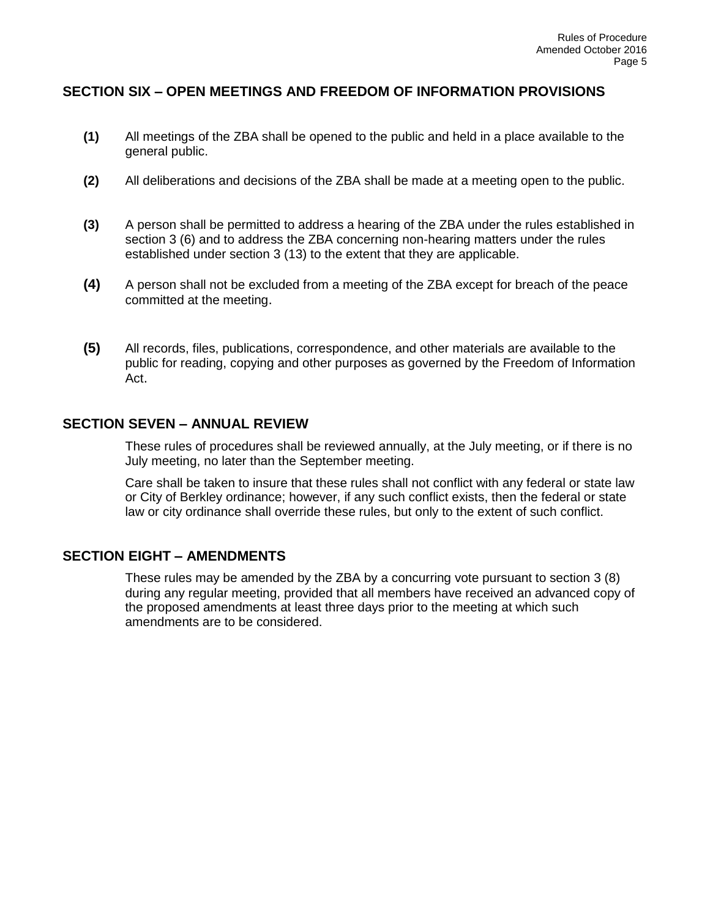## SECTION SIX – OPEN MEETINGS AND FREEDOM OF INFORMATION PROVISIONS

**(1)** All meetings of the ZBA shall be opened to the public and held in a place available to the general public.

**(2)** All deliberations and decisions of the ZBA shall be made at a meeting open to the public.

**(3)** A person shall be permitted to address a hearing of the ZBA under the rules established in section 3 (6) and to address the ZBA concerning non-hearing matters under the rules established under section 3 (13) to the extent that they are applicable.

**(4)** A person shall not be excluded from a meeting of the ZBA except for breach of the peace committed at the meeting.

**(5)** All records, files, publications, correspondence, and other materials are available to the public for reading, copying and other purposes as governed by the Freedom of Information Act.

## SECTION SEVEN – ANNUAL REVIEW

These rules of procedures shall be reviewed annually, at the July meeting, or if there is no July meeting, no later than the September meeting.

Care shall be taken to insure that these rules shall not conflict with any federal or state law or City of Berkley ordinance; however, if any such conflict exists, then the federal or state law or city ordinance shall override these rules, but only to the extent of such conflict.

## SECTION EIGHT – AMENDMENTS

These rules may be amended by the ZBA by a concurring vote pursuant to section 3 (8) during any regular meeting, provided that all members have received an advanced copy of the proposed amendments at least three days prior to the meeting at which such amendments are to be considered.